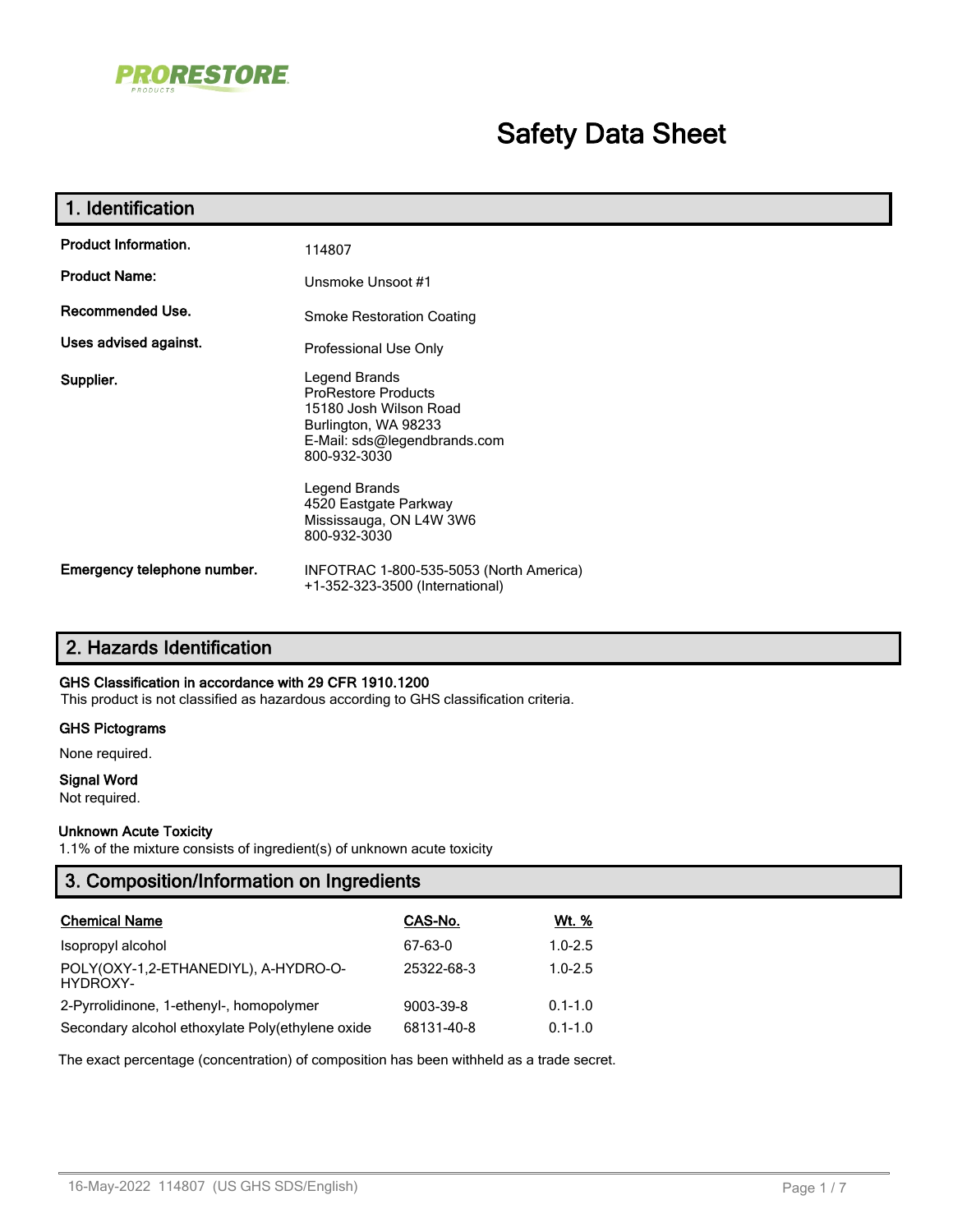PRORESTORE PRODUCTS

# Safety Data Sheet

## 1. Identification

| | |
|---|---|
| **Product Information.** | 114807 |
| **Product Name:** | Unsmoke Unsoot #1 |
| **Recommended Use.** | Smoke Restoration Coating |
| **Uses advised against.** | Professional Use Only |
| **Supplier.** | Legend Brands<br>ProRestore Products<br>15180 Josh Wilson Road<br>Burlington, WA 98233<br>E-Mail: sds@legendbrands.com<br>800-932-3030<br><br>Legend Brands<br>4520 Eastgate Parkway<br>Mississauga, ON L4W 3W6<br>800-932-3030 |
| **Emergency telephone number.** | INFOTRAC 1-800-535-5053 (North America)<br>+1-352-323-3500 (International) |

## 2. Hazards Identification

**GHS Classification in accordance with 29 CFR 1910.1200**

This product is not classified as hazardous according to GHS classification criteria.

**GHS Pictograms**

None required.

**Signal Word**

Not required.

**Unknown Acute Toxicity**

1.1% of the mixture consists of ingredient(s) of unknown acute toxicity

## 3. Composition/Information on Ingredients

| Chemical Name | CAS-No. | Wt. % |
|---|---|---|
| Isopropyl alcohol | 67-63-0 | 1.0-2.5 |
| POLY(OXY-1,2-ETHANEDIYL), A-HYDRO-O-HYDROXY- | 25322-68-3 | 1.0-2.5 |
| 2-Pyrrolidinone, 1-ethenyl-, homopolymer | 9003-39-8 | 0.1-1.0 |
| Secondary alcohol ethoxylate Poly(ethylene oxide | 68131-40-8 | 0.1-1.0 |

The exact percentage (concentration) of composition has been withheld as a trade secret.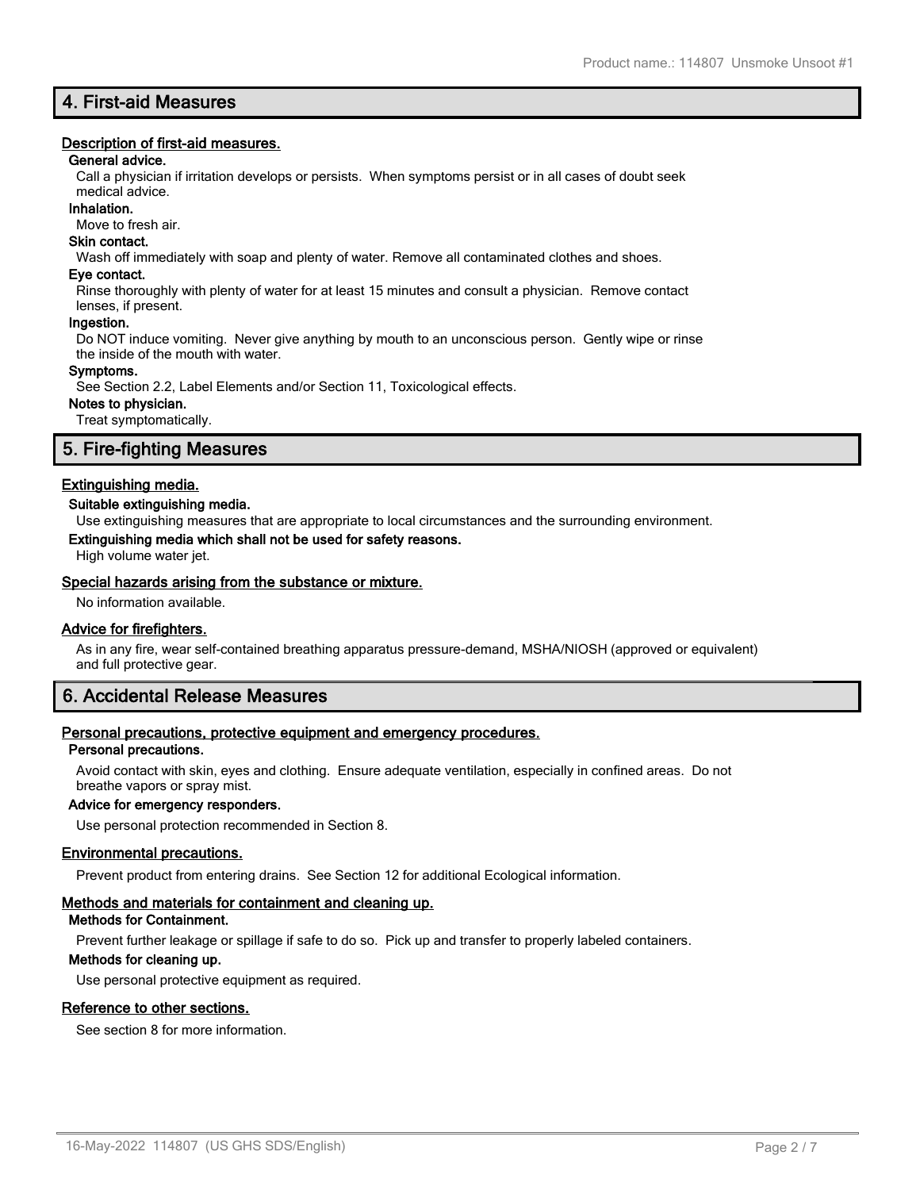## 4. First-aid Measures

### Description of first-aid measures.

**General advice.**

Call a physician if irritation develops or persists. When symptoms persist or in all cases of doubt seek medical advice.

**Inhalation.**

Move to fresh air.

**Skin contact.**

Wash off immediately with soap and plenty of water. Remove all contaminated clothes and shoes.

**Eye contact.**

Rinse thoroughly with plenty of water for at least 15 minutes and consult a physician. Remove contact lenses, if present.

**Ingestion.**

Do NOT induce vomiting. Never give anything by mouth to an unconscious person. Gently wipe or rinse the inside of the mouth with water.

**Symptoms.**

See Section 2.2, Label Elements and/or Section 11, Toxicological effects.

**Notes to physician.**

Treat symptomatically.

## 5. Fire-fighting Measures

### Extinguishing media.

**Suitable extinguishing media.**

Use extinguishing measures that are appropriate to local circumstances and the surrounding environment.

**Extinguishing media which shall not be used for safety reasons.**

High volume water jet.

### Special hazards arising from the substance or mixture.

No information available.

### Advice for firefighters.

As in any fire, wear self-contained breathing apparatus pressure-demand, MSHA/NIOSH (approved or equivalent) and full protective gear.

## 6. Accidental Release Measures

### Personal precautions, protective equipment and emergency procedures.

**Personal precautions.**

Avoid contact with skin, eyes and clothing. Ensure adequate ventilation, especially in confined areas. Do not breathe vapors or spray mist.

**Advice for emergency responders.**

Use personal protection recommended in Section 8.

### Environmental precautions.

Prevent product from entering drains. See Section 12 for additional Ecological information.

### Methods and materials for containment and cleaning up.

**Methods for Containment.**

Prevent further leakage or spillage if safe to do so. Pick up and transfer to properly labeled containers.

**Methods for cleaning up.**

Use personal protective equipment as required.

### Reference to other sections.

See section 8 for more information.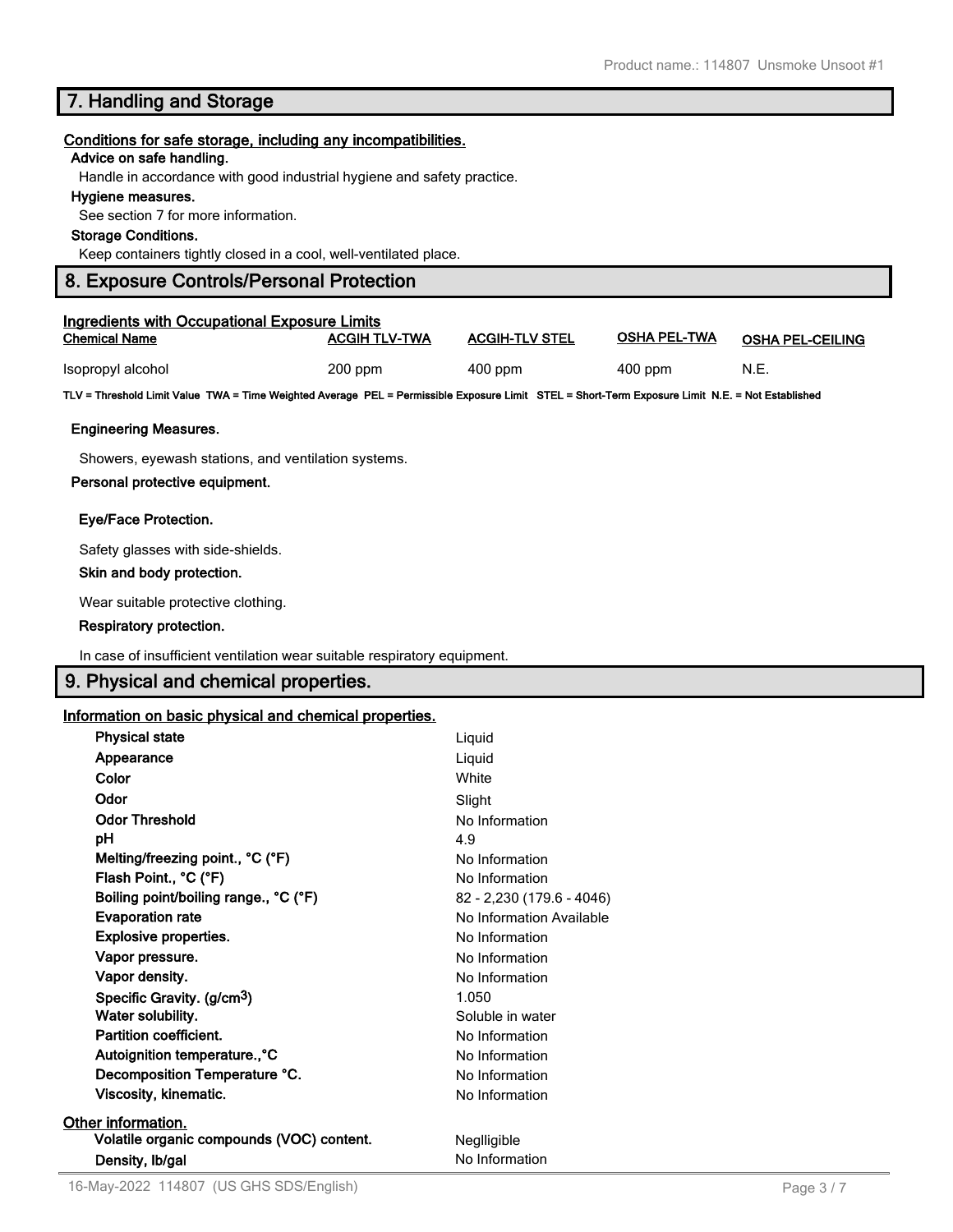## 7. Handling and Storage

**Conditions for safe storage, including any incompatibilities.**

**Advice on safe handling.**

Handle in accordance with good industrial hygiene and safety practice.

**Hygiene measures.**

See section 7 for more information.

**Storage Conditions.**

Keep containers tightly closed in a cool, well-ventilated place.

## 8. Exposure Controls/Personal Protection

**Ingredients with Occupational Exposure Limits**

| Chemical Name | ACGIH TLV-TWA | ACGIH-TLV STEL | OSHA PEL-TWA | OSHA PEL-CEILING |
|---|---|---|---|---|
| Isopropyl alcohol | 200 ppm | 400 ppm | 400 ppm | N.E. |

**TLV = Threshold Limit Value TWA = Time Weighted Average PEL = Permissible Exposure Limit STEL = Short-Term Exposure Limit N.E. = Not Established**

**Engineering Measures.**

Showers, eyewash stations, and ventilation systems.

**Personal protective equipment.**

**Eye/Face Protection.**

Safety glasses with side-shields.

**Skin and body protection.**

Wear suitable protective clothing.

**Respiratory protection.**

In case of insufficient ventilation wear suitable respiratory equipment.

## 9. Physical and chemical properties.

**Information on basic physical and chemical properties.**

| | |
|---|---|
| **Physical state** | Liquid |
| **Appearance** | Liquid |
| **Color** | White |
| **Odor** | Slight |
| **Odor Threshold** | No Information |
| **pH** | 4.9 |
| **Melting/freezing point., °C (°F)** | No Information |
| **Flash Point., °C (°F)** | No Information |
| **Boiling point/boiling range., °C (°F)** | 82 - 2,230 (179.6 - 4046) |
| **Evaporation rate** | No Information Available |
| **Explosive properties.** | No Information |
| **Vapor pressure.** | No Information |
| **Vapor density.** | No Information |
| **Specific Gravity. (g/cm$^3$)** | 1.050 |
| **Water solubility.** | Soluble in water |
| **Partition coefficient.** | No Information |
| **Autoignition temperature.,°C** | No Information |
| **Decomposition Temperature °C.** | No Information |
| **Viscosity, kinematic.** | No Information |

**Other information.**

| | |
|---|---|
| **Volatile organic compounds (VOC) content.** | Neglligible |
| **Density, lb/gal** | No Information |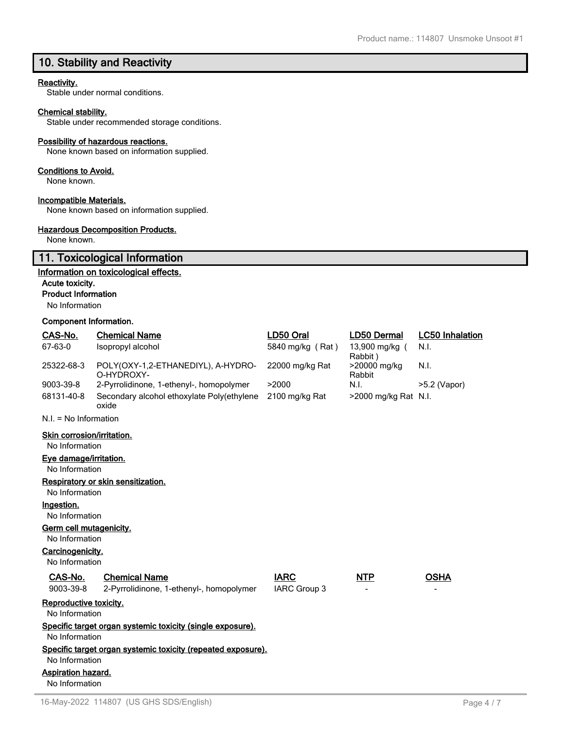## 10. Stability and Reactivity

**Reactivity.**
Stable under normal conditions.

**Chemical stability.**
Stable under recommended storage conditions.

**Possibility of hazardous reactions.**
None known based on information supplied.

**Conditions to Avoid.**
None known.

**Incompatible Materials.**
None known based on information supplied.

**Hazardous Decomposition Products.**
None known.

## 11. Toxicological Information

**Information on toxicological effects.**

**Acute toxicity.**

**Product Information**

No Information

**Component Information.**

| CAS-No. | Chemical Name | LD50 Oral | LD50 Dermal | LC50 Inhalation |
|---|---|---|---|---|
| 67-63-0 | Isopropyl alcohol | 5840 mg/kg ( Rat ) | 13,900 mg/kg ( Rabbit ) | N.I. |
| 25322-68-3 | POLY(OXY-1,2-ETHANEDIYL), A-HYDRO-O-HYDROXY- | 22000 mg/kg Rat | >20000 mg/kg Rabbit | N.I. |
| 9003-39-8 | 2-Pyrrolidinone, 1-ethenyl-, homopolymer | >2000 | N.I. | >5.2 (Vapor) |
| 68131-40-8 | Secondary alcohol ethoxylate Poly(ethylene oxide | 2100 mg/kg Rat | >2000 mg/kg Rat | N.I. |

N.I. = No Information

**Skin corrosion/irritation.**
No Information

**Eye damage/irritation.**
No Information

**Respiratory or skin sensitization.**
No Information

**Ingestion.**
No Information

**Germ cell mutagenicity.**
No Information

**Carcinogenicity.**
No Information

| CAS-No. | Chemical Name | IARC | NTP | OSHA |
|---|---|---|---|---|
| 9003-39-8 | 2-Pyrrolidinone, 1-ethenyl-, homopolymer | IARC Group 3 | - | - |

**Reproductive toxicity.**
No Information

**Specific target organ systemic toxicity (single exposure).**
No Information

**Specific target organ systemic toxicity (repeated exposure).**
No Information

**Aspiration hazard.**
No Information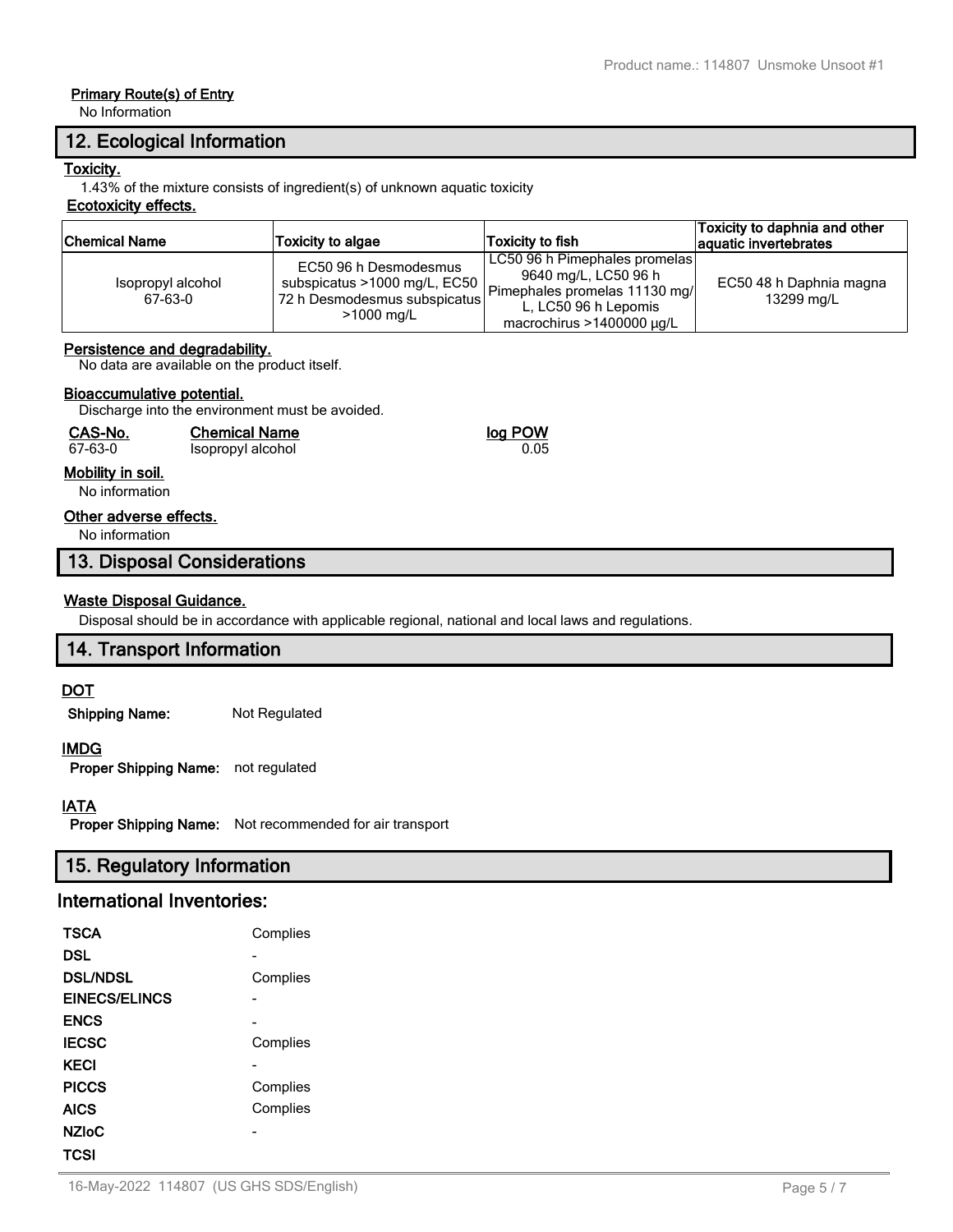**Primary Route(s) of Entry**

No Information

## 12. Ecological Information

**Toxicity.**

1.43% of the mixture consists of ingredient(s) of unknown aquatic toxicity

**Ecotoxicity effects.**

| Chemical Name | Toxicity to algae | Toxicity to fish | Toxicity to daphnia and other aquatic invertebrates |
|---|---|---|---|
| Isopropyl alcohol 67-63-0 | EC50 96 h Desmodesmus subspicatus >1000 mg/L, EC50 72 h Desmodesmus subspicatus >1000 mg/L | LC50 96 h Pimephales promelas 9640 mg/L, LC50 96 h Pimephales promelas 11130 mg/L, LC50 96 h Lepomis macrochirus >1400000 µg/L | EC50 48 h Daphnia magna 13299 mg/L |

**Persistence and degradability.**

No data are available on the product itself.

**Bioaccumulative potential.**

Discharge into the environment must be avoided.

| CAS-No. | Chemical Name | log POW |
|---|---|---|
| 67-63-0 | Isopropyl alcohol | 0.05 |

**Mobility in soil.**

No information

**Other adverse effects.**

No information

## 13. Disposal Considerations

**Waste Disposal Guidance.**

Disposal should be in accordance with applicable regional, national and local laws and regulations.

## 14. Transport Information

**DOT**

**Shipping Name:** Not Regulated

**IMDG**

**Proper Shipping Name:** not regulated

**IATA**

**Proper Shipping Name:** Not recommended for air transport

## 15. Regulatory Information

## International Inventories:

| | |
|---|---|
| **TSCA** | Complies |
| **DSL** | - |
| **DSL/NDSL** | Complies |
| **EINECS/ELINCS** | - |
| **ENCS** | - |
| **IECSC** | Complies |
| **KECI** | - |
| **PICCS** | Complies |
| **AICS** | Complies |
| **NZIoC** | - |
| **TCSI** | |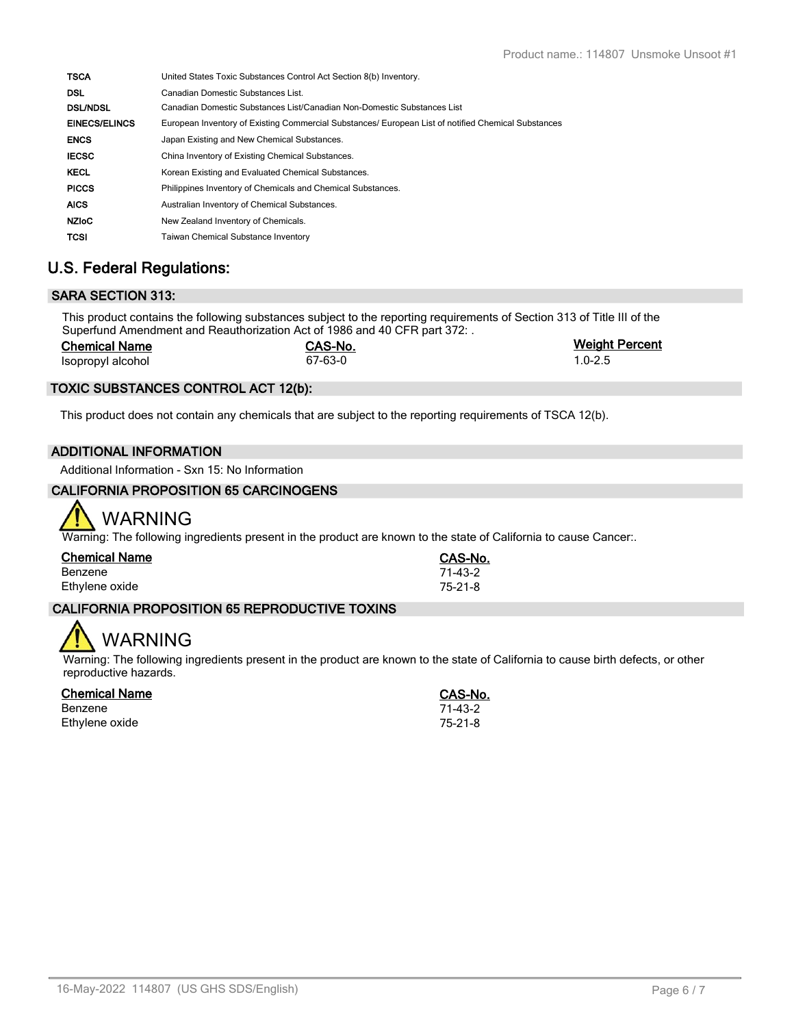| | |
|---|---|
| **TSCA** | United States Toxic Substances Control Act Section 8(b) Inventory. |
| **DSL** | Canadian Domestic Substances List. |
| **DSL/NDSL** | Canadian Domestic Substances List/Canadian Non-Domestic Substances List |
| **EINECS/ELINCS** | European Inventory of Existing Commercial Substances/ European List of notified Chemical Substances |
| **ENCS** | Japan Existing and New Chemical Substances. |
| **IECSC** | China Inventory of Existing Chemical Substances. |
| **KECL** | Korean Existing and Evaluated Chemical Substances. |
| **PICCS** | Philippines Inventory of Chemicals and Chemical Substances. |
| **AICS** | Australian Inventory of Chemical Substances. |
| **NZIoC** | New Zealand Inventory of Chemicals. |
| **TCSI** | Taiwan Chemical Substance Inventory |

## U.S. Federal Regulations:

### SARA SECTION 313:

This product contains the following substances subject to the reporting requirements of Section 313 of Title III of the Superfund Amendment and Reauthorization Act of 1986 and 40 CFR part 372: .

| Chemical Name | CAS-No. | Weight Percent |
|---|---|---|
| Isopropyl alcohol | 67-63-0 | 1.0-2.5 |

### TOXIC SUBSTANCES CONTROL ACT 12(b):

This product does not contain any chemicals that are subject to the reporting requirements of TSCA 12(b).

### ADDITIONAL INFORMATION

Additional Information - Sxn 15: No Information

### CALIFORNIA PROPOSITION 65 CARCINOGENS

⚠ WARNING

Warning: The following ingredients present in the product are known to the state of California to cause Cancer:.

| Chemical Name | CAS-No. |
|---|---|
| Benzene | 71-43-2 |
| Ethylene oxide | 75-21-8 |

### CALIFORNIA PROPOSITION 65 REPRODUCTIVE TOXINS

⚠ WARNING

Warning: The following ingredients present in the product are known to the state of California to cause birth defects, or other reproductive hazards.

| Chemical Name | CAS-No. |
|---|---|
| Benzene | 71-43-2 |
| Ethylene oxide | 75-21-8 |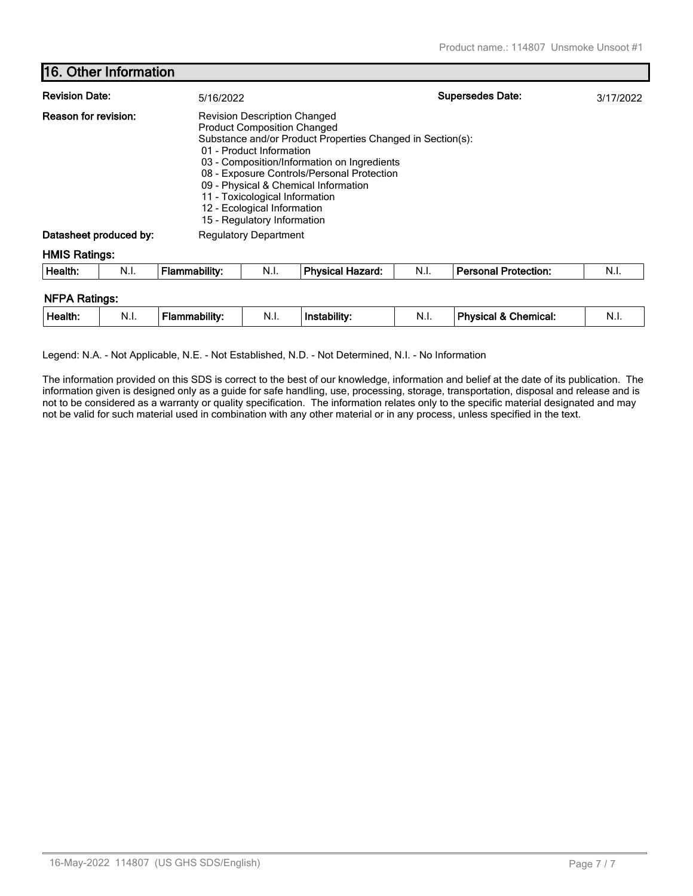## 16. Other Information

**Revision Date:** 5/16/2022 **Supersedes Date:** 3/17/2022

**Reason for revision:** Revision Description Changed
Product Composition Changed
Substance and/or Product Properties Changed in Section(s):
01 - Product Information
03 - Composition/Information on Ingredients
08 - Exposure Controls/Personal Protection
09 - Physical & Chemical Information
11 - Toxicological Information
12 - Ecological Information
15 - Regulatory Information

**Datasheet produced by:** Regulatory Department

**HMIS Ratings:**

| | | | | | | | |
|---|---|---|---|---|---|---|---|
| **Health:** | N.I. | **Flammability:** | N.I. | **Physical Hazard:** | N.I. | **Personal Protection:** | N.I. |

**NFPA Ratings:**

| | | | | | | | |
|---|---|---|---|---|---|---|---|
| **Health:** | N.I. | **Flammability:** | N.I. | **Instability:** | N.I. | **Physical & Chemical:** | N.I. |

Legend: N.A. - Not Applicable, N.E. - Not Established, N.D. - Not Determined, N.I. - No Information

The information provided on this SDS is correct to the best of our knowledge, information and belief at the date of its publication. The information given is designed only as a guide for safe handling, use, processing, storage, transportation, disposal and release and is not to be considered as a warranty or quality specification. The information relates only to the specific material designated and may not be valid for such material used in combination with any other material or in any process, unless specified in the text.